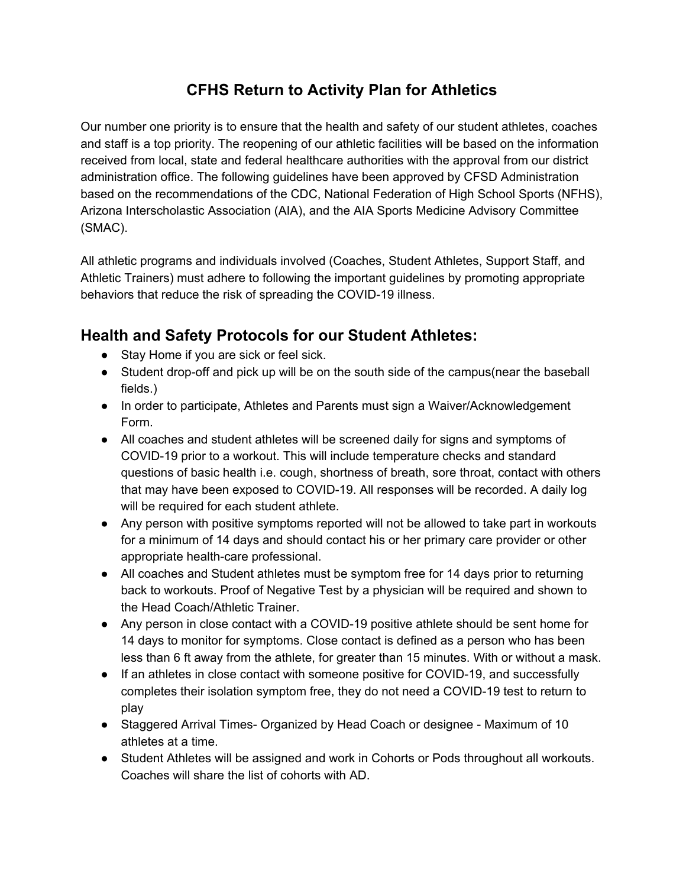# CFHS Return to Activity Plan for Athletics

Our number one priority is to ensure that the health and safety of our student athletes, coaches and staff is a top priority. The reopening of our athletic facilities will be based on the information received from local, state and federal healthcare authorities with the approval from our district administration office. The following guidelines have been approved by CFSD Administration based on the recommendations of the CDC, National Federation of High School Sports (NFHS), Arizona Interscholastic Association (AIA), and the AIA Sports Medicine Advisory Committee (SMAC).

All athletic programs and individuals involved (Coaches, Student Athletes, Support Staff, and Athletic Trainers) must adhere to following the important guidelines by promoting appropriate behaviors that reduce the risk of spreading the COVID-19 illness.

## Health and Safety Protocols for our Student Athletes:

- Stay Home if you are sick or feel sick.
- Student drop-off and pick up will be on the south side of the campus(near the baseball fields.)
- In order to participate, Athletes and Parents must sign a Waiver/Acknowledgement Form.
- All coaches and student athletes will be screened daily for signs and symptoms of COVID-19 prior to a workout. This will include temperature checks and standard questions of basic health i.e. cough, shortness of breath, sore throat, contact with others that may have been exposed to COVID-19. All responses will be recorded. A daily log will be required for each student athlete.
- Any person with positive symptoms reported will not be allowed to take part in workouts for a minimum of 14 days and should contact his or her primary care provider or other appropriate health-care professional.
- All coaches and Student athletes must be symptom free for 14 days prior to returning back to workouts. Proof of Negative Test by a physician will be required and shown to the Head Coach/Athletic Trainer.
- Any person in close contact with a COVID-19 positive athlete should be sent home for 14 days to monitor for symptoms. Close contact is defined as a person who has been less than 6 ft away from the athlete, for greater than 15 minutes. With or without a mask.
- If an athletes in close contact with someone positive for COVID-19, and successfully completes their isolation symptom free, they do not need a COVID-19 test to return to play
- Staggered Arrival Times- Organized by Head Coach or designee - Maximum of 10 athletes at a time.
- Student Athletes will be assigned and work in Cohorts or Pods throughout all workouts. Coaches will share the list of cohorts with AD.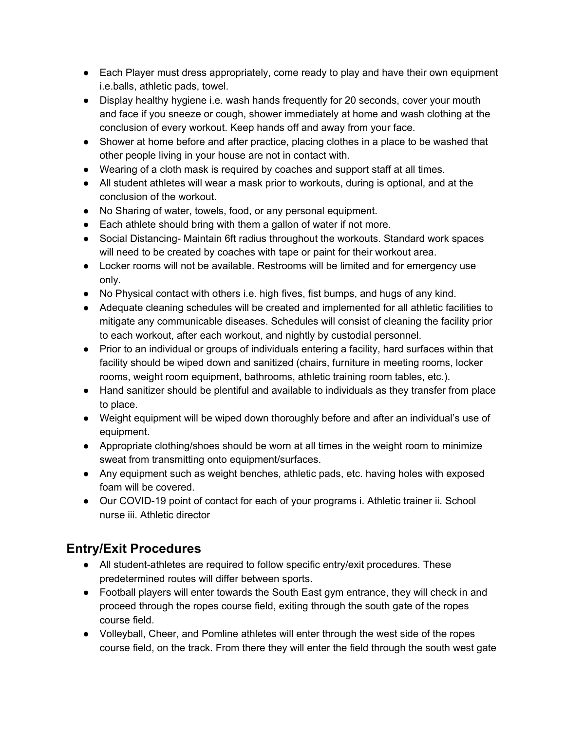- Each Player must dress appropriately, come ready to play and have their own equipment i.e.balls, athletic pads, towel.
- Display healthy hygiene i.e. wash hands frequently for 20 seconds, cover your mouth and face if you sneeze or cough, shower immediately at home and wash clothing at the conclusion of every workout. Keep hands off and away from your face.
- Shower at home before and after practice, placing clothes in a place to be washed that other people living in your house are not in contact with.
- Wearing of a cloth mask is required by coaches and support staff at all times.
- All student athletes will wear a mask prior to workouts, during is optional, and at the conclusion of the workout.
- No Sharing of water, towels, food, or any personal equipment.
- Each athlete should bring with them a gallon of water if not more.
- Social Distancing- Maintain 6ft radius throughout the workouts. Standard work spaces will need to be created by coaches with tape or paint for their workout area.
- Locker rooms will not be available. Restrooms will be limited and for emergency use only.
- No Physical contact with others i.e. high fives, fist bumps, and hugs of any kind.
- Adequate cleaning schedules will be created and implemented for all athletic facilities to mitigate any communicable diseases. Schedules will consist of cleaning the facility prior to each workout, after each workout, and nightly by custodial personnel.
- Prior to an individual or groups of individuals entering a facility, hard surfaces within that facility should be wiped down and sanitized (chairs, furniture in meeting rooms, locker rooms, weight room equipment, bathrooms, athletic training room tables, etc.).
- Hand sanitizer should be plentiful and available to individuals as they transfer from place to place.
- Weight equipment will be wiped down thoroughly before and after an individual's use of equipment.
- Appropriate clothing/shoes should be worn at all times in the weight room to minimize sweat from transmitting onto equipment/surfaces.
- Any equipment such as weight benches, athletic pads, etc. having holes with exposed foam will be covered.
- Our COVID-19 point of contact for each of your programs i. Athletic trainer ii. School nurse iii. Athletic director

## Entry/Exit Procedures

- All student-athletes are required to follow specific entry/exit procedures. These predetermined routes will differ between sports.
- Football players will enter towards the South East gym entrance, they will check in and proceed through the ropes course field, exiting through the south gate of the ropes course field.
- Volleyball, Cheer, and Pomline athletes will enter through the west side of the ropes course field, on the track. From there they will enter the field through the south west gate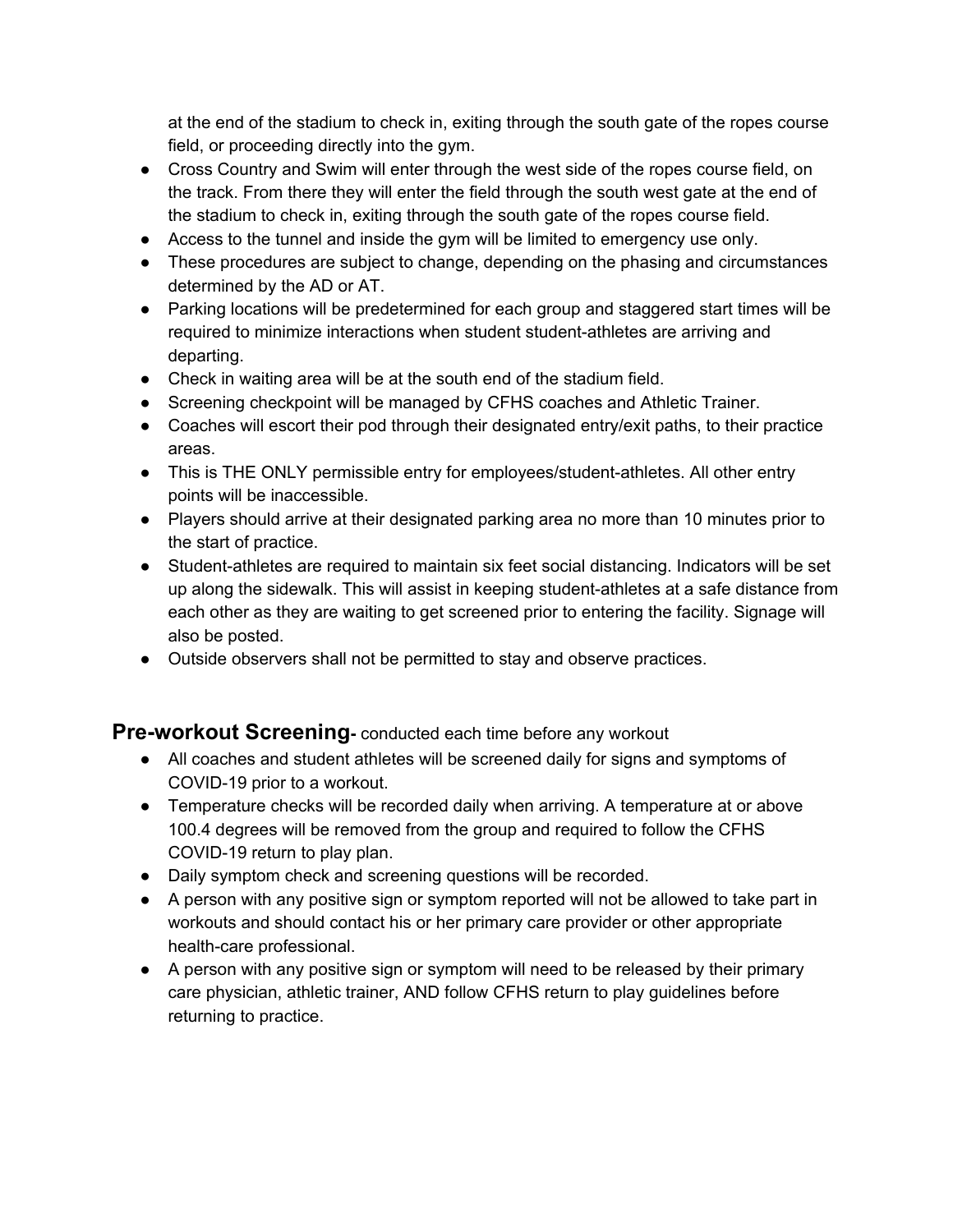at the end of the stadium to check in, exiting through the south gate of the ropes course field, or proceeding directly into the gym.

- Cross Country and Swim will enter through the west side of the ropes course field, on the track. From there they will enter the field through the south west gate at the end of the stadium to check in, exiting through the south gate of the ropes course field.
- Access to the tunnel and inside the gym will be limited to emergency use only.
- These procedures are subject to change, depending on the phasing and circumstances determined by the AD or AT.
- Parking locations will be predetermined for each group and staggered start times will be required to minimize interactions when student student-athletes are arriving and departing.
- Check in waiting area will be at the south end of the stadium field.
- Screening checkpoint will be managed by CFHS coaches and Athletic Trainer.
- Coaches will escort their pod through their designated entry/exit paths, to their practice areas.
- This is THE ONLY permissible entry for employees/student-athletes. All other entry points will be inaccessible.
- Players should arrive at their designated parking area no more than 10 minutes prior to the start of practice.
- Student-athletes are required to maintain six feet social distancing. Indicators will be set up along the sidewalk. This will assist in keeping student-athletes at a safe distance from each other as they are waiting to get screened prior to entering the facility. Signage will also be posted.
- Outside observers shall not be permitted to stay and observe practices.

## **Pre-workout Screening**- conducted each time before any workout

- All coaches and student athletes will be screened daily for signs and symptoms of COVID-19 prior to a workout.
- Temperature checks will be recorded daily when arriving. A temperature at or above 100.4 degrees will be removed from the group and required to follow the CFHS COVID-19 return to play plan.
- Daily symptom check and screening questions will be recorded.
- A person with any positive sign or symptom reported will not be allowed to take part in workouts and should contact his or her primary care provider or other appropriate health-care professional.
- A person with any positive sign or symptom will need to be released by their primary care physician, athletic trainer, AND follow CFHS return to play guidelines before returning to practice.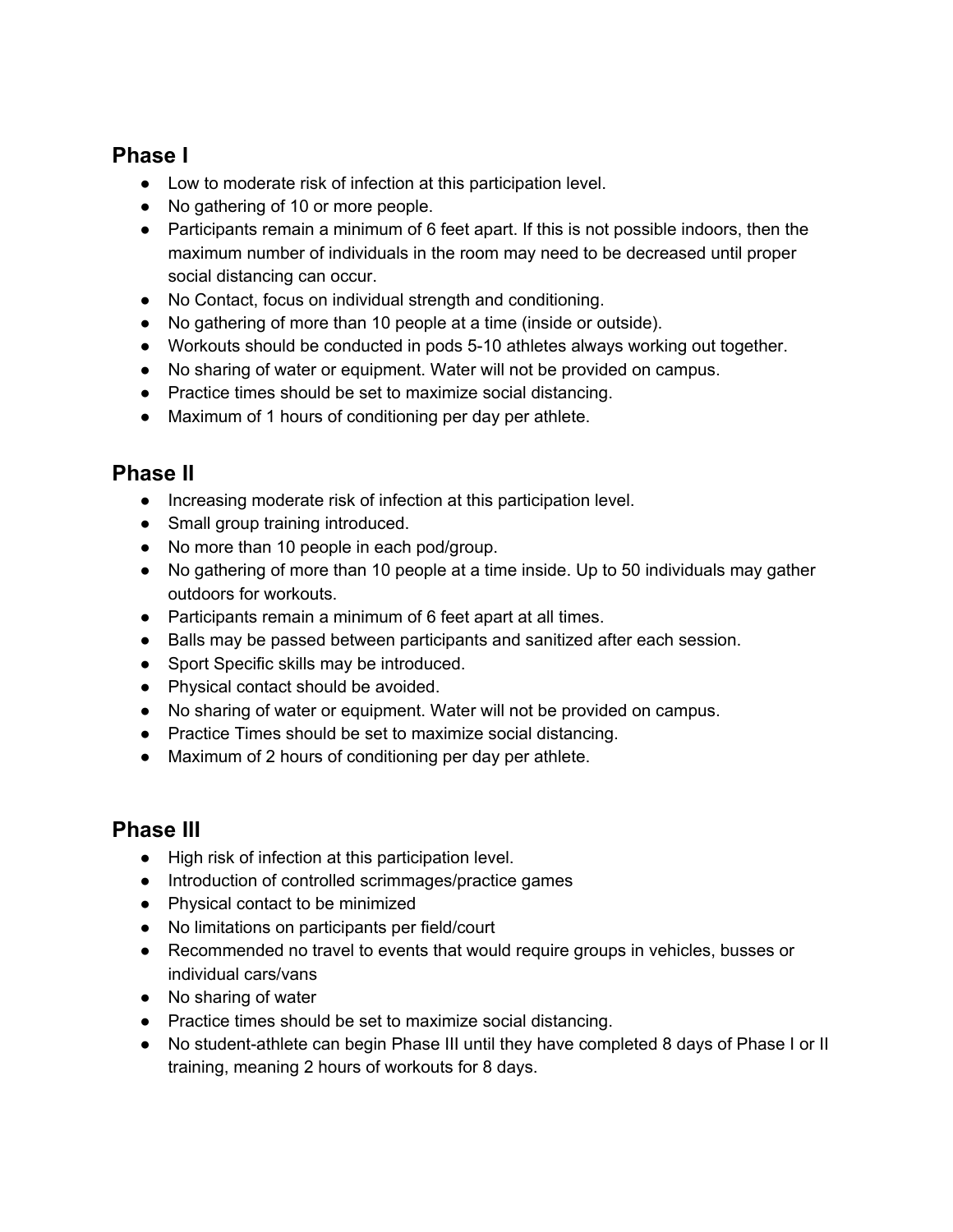## Phase I

- Low to moderate risk of infection at this participation level.
- No gathering of 10 or more people.
- Participants remain a minimum of 6 feet apart. If this is not possible indoors, then the maximum number of individuals in the room may need to be decreased until proper social distancing can occur.
- No Contact, focus on individual strength and conditioning.
- No gathering of more than 10 people at a time (inside or outside).
- Workouts should be conducted in pods 5-10 athletes always working out together.
- No sharing of water or equipment. Water will not be provided on campus.
- Practice times should be set to maximize social distancing.
- Maximum of 1 hours of conditioning per day per athlete.

## Phase II

- Increasing moderate risk of infection at this participation level.
- Small group training introduced.
- No more than 10 people in each pod/group.
- No gathering of more than 10 people at a time inside. Up to 50 individuals may gather outdoors for workouts.
- Participants remain a minimum of 6 feet apart at all times.
- Balls may be passed between participants and sanitized after each session.
- Sport Specific skills may be introduced.
- Physical contact should be avoided.
- No sharing of water or equipment. Water will not be provided on campus.
- Practice Times should be set to maximize social distancing.
- Maximum of 2 hours of conditioning per day per athlete.

## Phase III

- High risk of infection at this participation level.
- Introduction of controlled scrimmages/practice games
- Physical contact to be minimized
- No limitations on participants per field/court
- Recommended no travel to events that would require groups in vehicles, busses or individual cars/vans
- No sharing of water
- Practice times should be set to maximize social distancing.
- No student-athlete can begin Phase III until they have completed 8 days of Phase I or II training, meaning 2 hours of workouts for 8 days.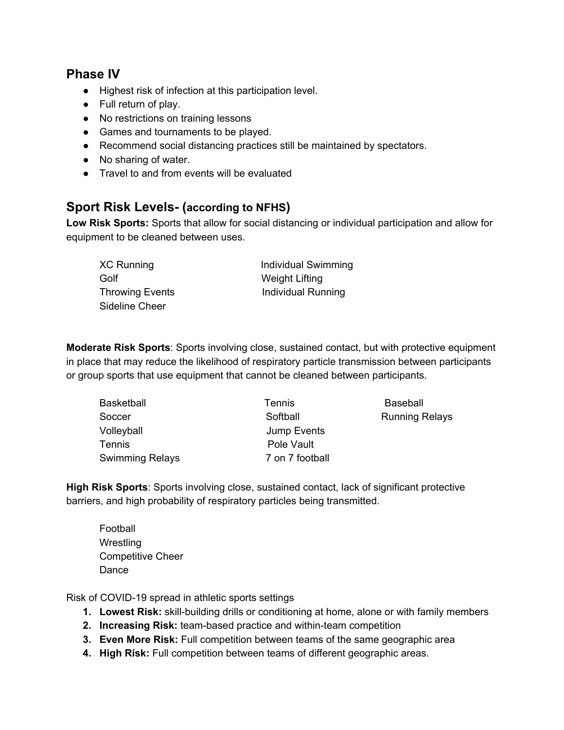## Phase IV

- Highest risk of infection at this participation level.
- Full return of play.
- No restrictions on training lessons
- Games and tournaments to be played.
- Recommend social distancing practices still be maintained by spectators.
- No sharing of water.
- Travel to and from events will be evaluated

## Sport Risk Levels- (according to NFHS)

**Low Risk Sports:** Sports that allow for social distancing or individual participation and allow for equipment to be cleaned between uses.

XC Running
Golf
Throwing Events
Sideline Cheer
Individual Swimming
Weight Lifting
Individual Running

**Moderate Risk Sports**: Sports involving close, sustained contact, but with protective equipment in place that may reduce the likelihood of respiratory particle transmission between participants or group sports that use equipment that cannot be cleaned between participants.

Basketball
Soccer
Volleyball
Tennis
Swimming Relays
Tennis
Softball
Jump Events
Pole Vault
7 on 7 football
Baseball
Running Relays

**High Risk Sports**: Sports involving close, sustained contact, lack of significant protective barriers, and high probability of respiratory particles being transmitted.

Football
Wrestling
Competitive Cheer
Dance

Risk of COVID-19 spread in athletic sports settings

1. **Lowest Risk:** skill-building drills or conditioning at home, alone or with family members
2. **Increasing Risk:** team-based practice and within-team competition
3. **Even More Risk:** Full competition between teams of the same geographic area
4. **High Risk:** Full competition between teams of different geographic areas.